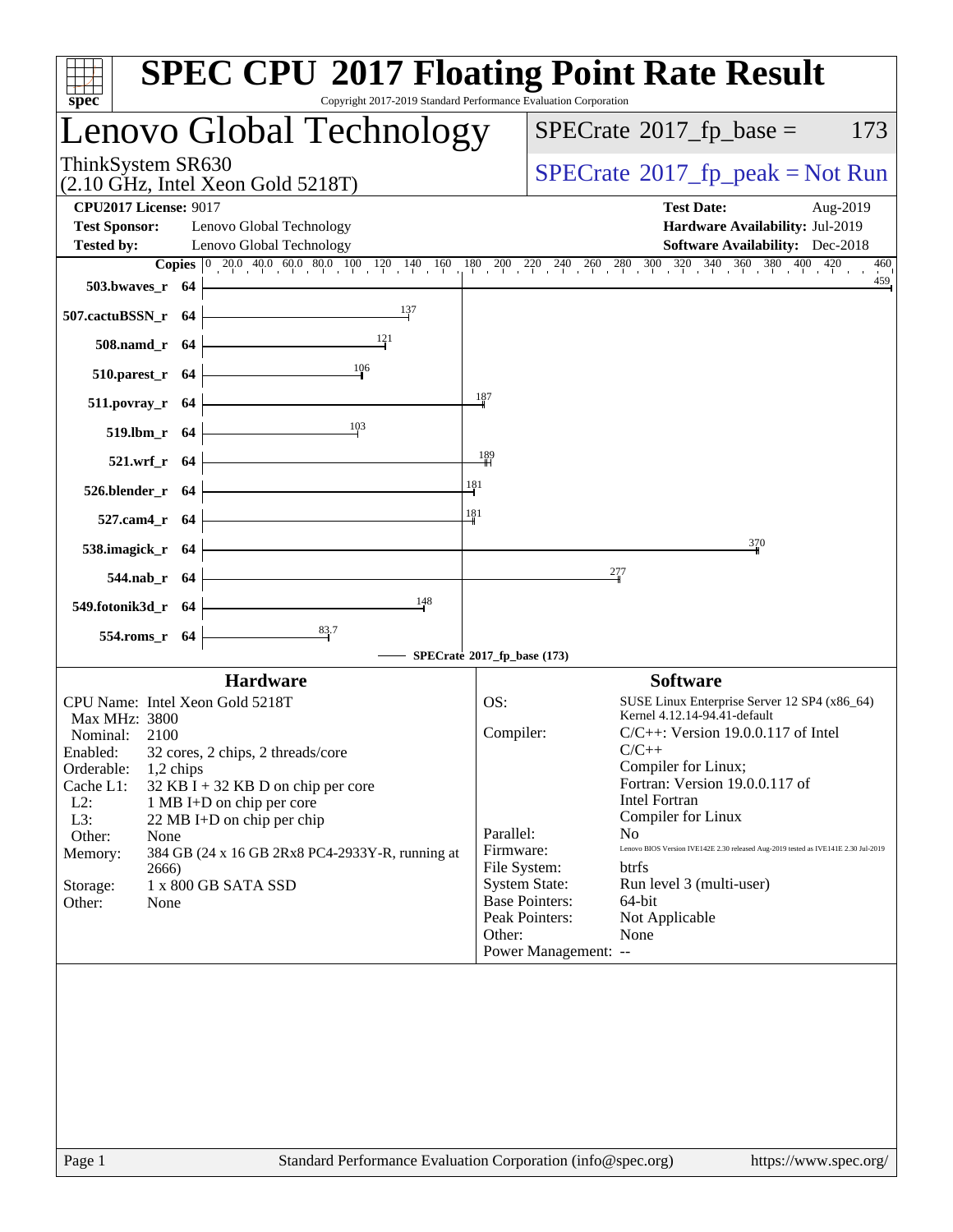# SPEC CPU 2017 Floating Point Rate Result

Copyright 2017-2019 Standard Performance Evaluation Corporation

## Lenovo Global Technology

ThinkSystem SR630
(2.10 GHz, Intel Xeon Gold 5218T)

SPECrate 2017_fp_base = 173

SPECrate 2017_fp_peak = Not Run

**CPU2017 License:** 9017 | **Test Date:** Aug-2019
**Test Sponsor:** Lenovo Global Technology | **Hardware Availability:** Jul-2019
**Tested by:** Lenovo Global Technology | **Software Availability:** Dec-2018

| Benchmark | Copies | SPECrate 2017_fp_base |
|---|---|---|
| 503.bwaves_r | 64 | 459 |
| 507.cactuBSSN_r | 64 | 137 |
| 508.namd_r | 64 | 121 |
| 510.parest_r | 64 | 106 |
| 511.povray_r | 64 | 187 |
| 519.lbm_r | 64 | 103 |
| 521.wrf_r | 64 | 189 |
| 526.blender_r | 64 | 181 |
| 527.cam4_r | 64 | 181 |
| 538.imagick_r | 64 | 370 |
| 544.nab_r | 64 | 277 |
| 549.fotonik3d_r | 64 | 148 |
| 554.roms_r | 64 | 83.7 |

SPECrate 2017_fp_base (173)

### Hardware

| | |
|---|---|
| CPU Name: | Intel Xeon Gold 5218T |
| Max MHz: | 3800 |
| Nominal: | 2100 |
| Enabled: | 32 cores, 2 chips, 2 threads/core |
| Orderable: | 1,2 chips |
| Cache L1: | 32 KB I + 32 KB D on chip per core |
| L2: | 1 MB I+D on chip per core |
| L3: | 22 MB I+D on chip per chip |
| Other: | None |
| Memory: | 384 GB (24 x 16 GB 2Rx8 PC4-2933Y-R, running at 2666) |
| Storage: | 1 x 800 GB SATA SSD |
| Other: | None |

### Software

| | |
|---|---|
| OS: | SUSE Linux Enterprise Server 12 SP4 (x86_64) Kernel 4.12.14-94.41-default |
| Compiler: | C/C++: Version 19.0.0.117 of Intel C/C++ Compiler for Linux; Fortran: Version 19.0.0.117 of Intel Fortran Compiler for Linux |
| Parallel: | No |
| Firmware: | Lenovo BIOS Version IVE142E 2.30 released Aug-2019 tested as IVE141E 2.30 Jul-2019 |
| File System: | btrfs |
| System State: | Run level 3 (multi-user) |
| Base Pointers: | 64-bit |
| Peak Pointers: | Not Applicable |
| Other: | None |
| Power Management: | -- |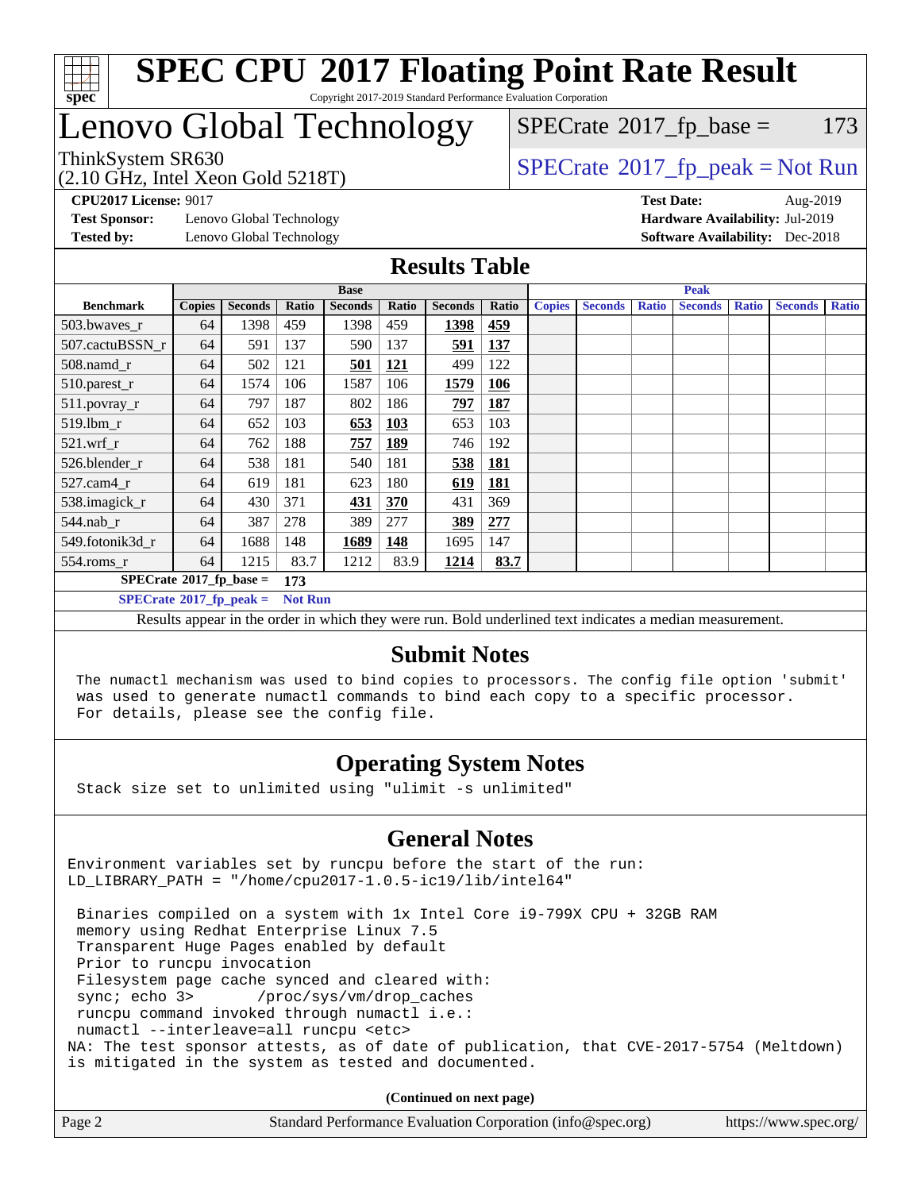# SPEC CPU 2017 Floating Point Rate Result

Copyright 2017-2019 Standard Performance Evaluation Corporation

## Lenovo Global Technology

ThinkSystem SR630
(2.10 GHz, Intel Xeon Gold 5218T)

SPECrate 2017_fp_base = 173

SPECrate 2017_fp_peak = Not Run

**CPU2017 License:** 9017
**Test Sponsor:** Lenovo Global Technology
**Tested by:** Lenovo Global Technology

**Test Date:** Aug-2019
**Hardware Availability:** Jul-2019
**Software Availability:** Dec-2018

## Results Table

| | Base | | | | | | | Peak | | | | | | |
|---|---|---|---|---|---|---|---|---|---|---|---|---|---|---|
| **Benchmark** | **Copies** | **Seconds** | **Ratio** | **Seconds** | **Ratio** | **Seconds** | **Ratio** | **Copies** | **Seconds** | **Ratio** | **Seconds** | **Ratio** | **Seconds** | **Ratio** |
| 503.bwaves_r | 64 | 1398 | 459 | 1398 | 459 | **1398** | **459** | | | | | | | |
| 507.cactuBSSN_r | 64 | 591 | 137 | 590 | 137 | **591** | **137** | | | | | | | |
| 508.namd_r | 64 | 502 | 121 | **501** | **121** | 499 | 122 | | | | | | | |
| 510.parest_r | 64 | 1574 | 106 | 1587 | 106 | **1579** | **106** | | | | | | | |
| 511.povray_r | 64 | 797 | 187 | 802 | 186 | **797** | **187** | | | | | | | |
| 519.lbm_r | 64 | 652 | 103 | **653** | **103** | 653 | 103 | | | | | | | |
| 521.wrf_r | 64 | 762 | 188 | **757** | **189** | 746 | 192 | | | | | | | |
| 526.blender_r | 64 | 538 | 181 | 540 | 181 | **538** | **181** | | | | | | | |
| 527.cam4_r | 64 | 619 | 181 | 623 | 180 | **619** | **181** | | | | | | | |
| 538.imagick_r | 64 | 430 | 371 | **431** | **370** | 431 | 369 | | | | | | | |
| 544.nab_r | 64 | 387 | 278 | 389 | 277 | **389** | **277** | | | | | | | |
| 549.fotonik3d_r | 64 | 1688 | 148 | **1689** | **148** | 1695 | 147 | | | | | | | |
| 554.roms_r | 64 | 1215 | 83.7 | 1212 | 83.9 | **1214** | **83.7** | | | | | | | |

**SPECrate 2017_fp_base = 173**

**SPECrate 2017_fp_peak = Not Run**

Results appear in the order in which they were run. Bold underlined text indicates a median measurement.

## Submit Notes

```
The numactl mechanism was used to bind copies to processors. The config file option 'submit'
was used to generate numactl commands to bind each copy to a specific processor.
For details, please see the config file.
```

## Operating System Notes

```
Stack size set to unlimited using "ulimit -s unlimited"
```

## General Notes

```
Environment variables set by runcpu before the start of the run:
LD_LIBRARY_PATH = "/home/cpu2017-1.0.5-ic19/lib/intel64"

 Binaries compiled on a system with 1x Intel Core i9-799X CPU + 32GB RAM
 memory using Redhat Enterprise Linux 7.5
 Transparent Huge Pages enabled by default
 Prior to runcpu invocation
 Filesystem page cache synced and cleared with:
 sync; echo 3>       /proc/sys/vm/drop_caches
 runcpu command invoked through numactl i.e.:
 numactl --interleave=all runcpu <etc>
NA: The test sponsor attests, as of date of publication, that CVE-2017-5754 (Meltdown)
is mitigated in the system as tested and documented.
```

**(Continued on next page)**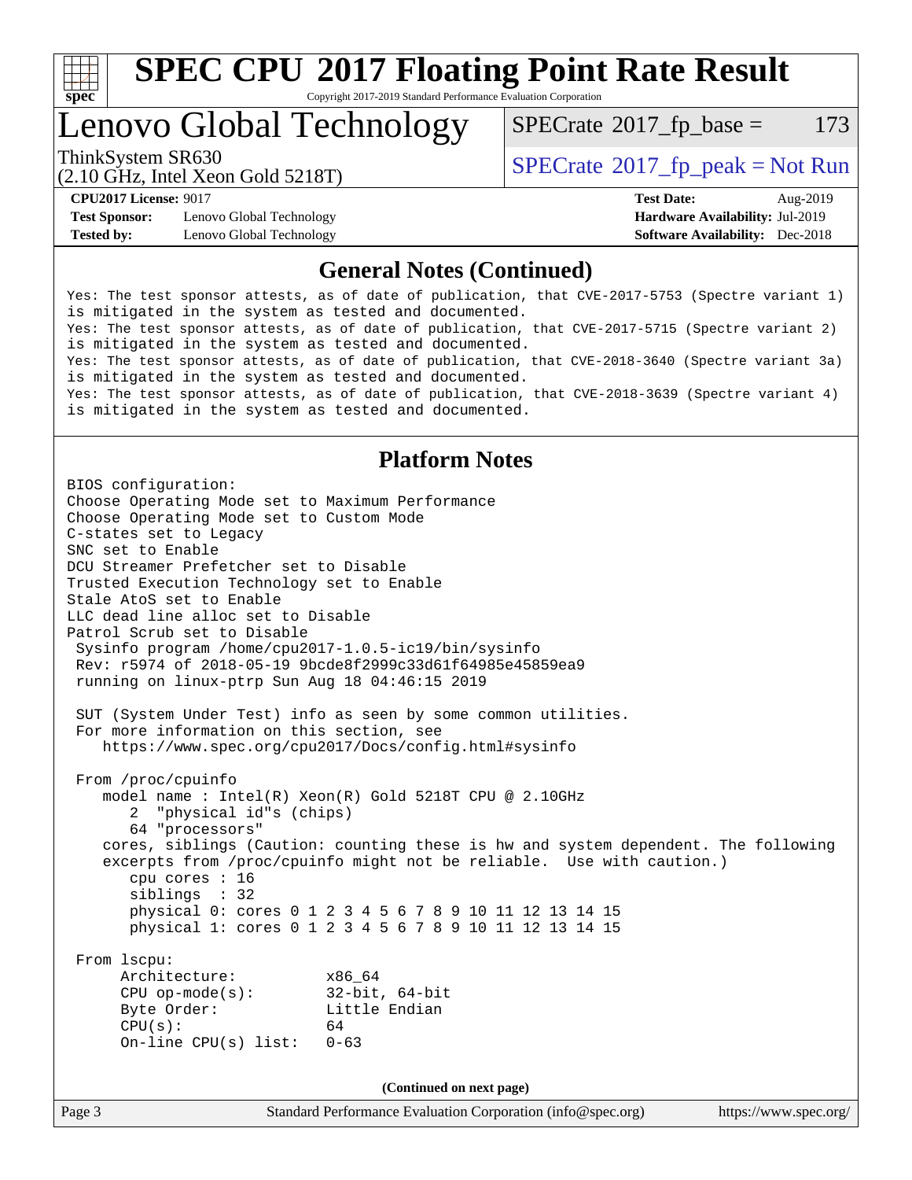# SPEC CPU 2017 Floating Point Rate Result

Copyright 2017-2019 Standard Performance Evaluation Corporation

## Lenovo Global Technology

ThinkSystem SR630
(2.10 GHz, Intel Xeon Gold 5218T)

SPECrate 2017_fp_base = 173

SPECrate 2017_fp_peak = Not Run

**CPU2017 License:** 9017
**Test Sponsor:** Lenovo Global Technology
**Tested by:** Lenovo Global Technology

**Test Date:** Aug-2019
**Hardware Availability:** Jul-2019
**Software Availability:** Dec-2018

## General Notes (Continued)

```
Yes: The test sponsor attests, as of date of publication, that CVE-2017-5753 (Spectre variant 1)
is mitigated in the system as tested and documented.
Yes: The test sponsor attests, as of date of publication, that CVE-2017-5715 (Spectre variant 2)
is mitigated in the system as tested and documented.
Yes: The test sponsor attests, as of date of publication, that CVE-2018-3640 (Spectre variant 3a)
is mitigated in the system as tested and documented.
Yes: The test sponsor attests, as of date of publication, that CVE-2018-3639 (Spectre variant 4)
is mitigated in the system as tested and documented.
```

## Platform Notes

```
BIOS configuration:
Choose Operating Mode set to Maximum Performance
Choose Operating Mode set to Custom Mode
C-states set to Legacy
SNC set to Enable
DCU Streamer Prefetcher set to Disable
Trusted Execution Technology set to Enable
Stale AtoS set to Enable
LLC dead line alloc set to Disable
Patrol Scrub set to Disable
 Sysinfo program /home/cpu2017-1.0.5-ic19/bin/sysinfo
 Rev: r5974 of 2018-05-19 9bcde8f2999c33d61f64985e45859ea9
 running on linux-ptrp Sun Aug 18 04:46:15 2019

 SUT (System Under Test) info as seen by some common utilities.
 For more information on this section, see
    https://www.spec.org/cpu2017/Docs/config.html#sysinfo

 From /proc/cpuinfo
    model name : Intel(R) Xeon(R) Gold 5218T CPU @ 2.10GHz
       2  "physical id"s (chips)
       64 "processors"
    cores, siblings (Caution: counting these is hw and system dependent. The following
    excerpts from /proc/cpuinfo might not be reliable.  Use with caution.)
       cpu cores : 16
       siblings  : 32
       physical 0: cores 0 1 2 3 4 5 6 7 8 9 10 11 12 13 14 15
       physical 1: cores 0 1 2 3 4 5 6 7 8 9 10 11 12 13 14 15

 From lscpu:
      Architecture:          x86_64
      CPU op-mode(s):        32-bit, 64-bit
      Byte Order:            Little Endian
      CPU(s):                64
      On-line CPU(s) list:   0-63
```

**(Continued on next page)**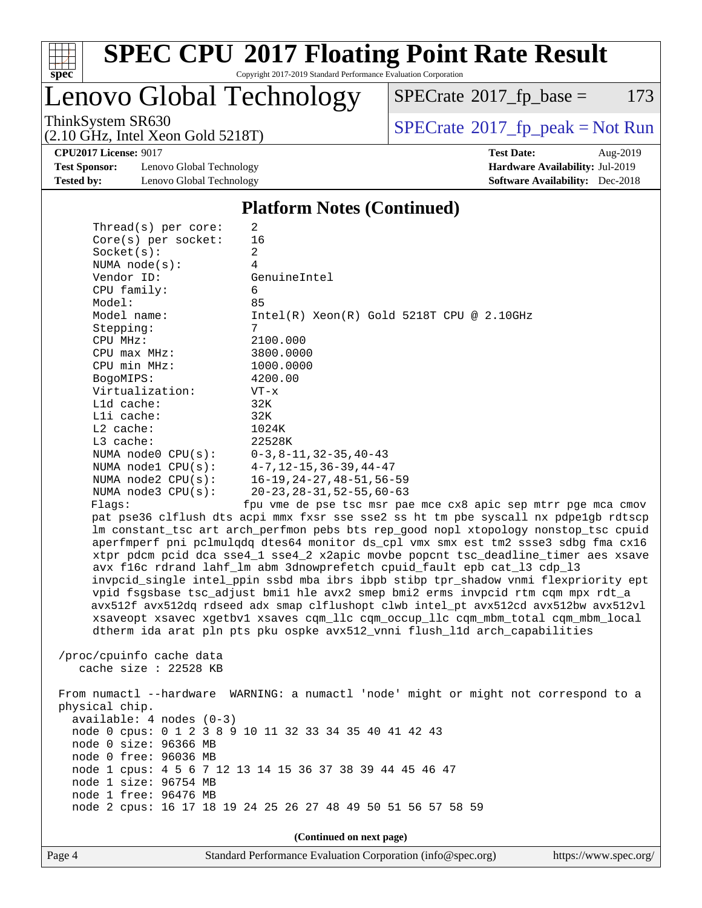# SPEC CPU 2017 Floating Point Rate Result

Copyright 2017-2019 Standard Performance Evaluation Corporation

## Lenovo Global Technology

ThinkSystem SR630
(2.10 GHz, Intel Xeon Gold 5218T)

SPECrate 2017_fp_base = 173

SPECrate 2017_fp_peak = Not Run

**CPU2017 License:** 9017
**Test Sponsor:** Lenovo Global Technology
**Tested by:** Lenovo Global Technology

**Test Date:** Aug-2019
**Hardware Availability:** Jul-2019
**Software Availability:** Dec-2018

### Platform Notes (Continued)

```
     Thread(s) per core:    2
     Core(s) per socket:    16
     Socket(s):             2
     NUMA node(s):          4
     Vendor ID:             GenuineIntel
     CPU family:            6
     Model:                 85
     Model name:            Intel(R) Xeon(R) Gold 5218T CPU @ 2.10GHz
     Stepping:              7
     CPU MHz:               2100.000
     CPU max MHz:           3800.0000
     CPU min MHz:           1000.0000
     BogoMIPS:              4200.00
     Virtualization:        VT-x
     L1d cache:             32K
     L1i cache:             32K
     L2 cache:              1024K
     L3 cache:              22528K
     NUMA node0 CPU(s):     0-3,8-11,32-35,40-43
     NUMA node1 CPU(s):     4-7,12-15,36-39,44-47
     NUMA node2 CPU(s):     16-19,24-27,48-51,56-59
     NUMA node3 CPU(s):     20-23,28-31,52-55,60-63
     Flags:                fpu vme de pse tsc msr pae mce cx8 apic sep mtrr pge mca cmov
     pat pse36 clflush dts acpi mmx fxsr sse sse2 ss ht tm pbe syscall nx pdpe1gb rdtscp
     lm constant_tsc art arch_perfmon pebs bts rep_good nopl xtopology nonstop_tsc cpuid
     aperfmperf pni pclmulqdq dtes64 monitor ds_cpl vmx smx est tm2 ssse3 sdbg fma cx16
     xtpr pdcm pcid dca sse4_1 sse4_2 x2apic movbe popcnt tsc_deadline_timer aes xsave
     avx f16c rdrand lahf_lm abm 3dnowprefetch cpuid_fault epb cat_l3 cdp_l3
     invpcid_single intel_ppin ssbd mba ibrs ibpb stibp tpr_shadow vnmi flexpriority ept
     vpid fsgsbase tsc_adjust bmi1 hle avx2 smep bmi2 erms invpcid rtm cqm mpx rdt_a
     avx512f avx512dq rdseed adx smap clflushopt clwb intel_pt avx512cd avx512bw avx512vl
     xsaveopt xsavec xgetbv1 xsaves cqm_llc cqm_occup_llc cqm_mbm_total cqm_mbm_local
     dtherm ida arat pln pts pku ospke avx512_vnni flush_l1d arch_capabilities

 /proc/cpuinfo cache data
    cache size : 22528 KB

 From numactl --hardware  WARNING: a numactl 'node' might or might not correspond to a
 physical chip.
   available: 4 nodes (0-3)
   node 0 cpus: 0 1 2 3 8 9 10 11 32 33 34 35 40 41 42 43
   node 0 size: 96366 MB
   node 0 free: 96036 MB
   node 1 cpus: 4 5 6 7 12 13 14 15 36 37 38 39 44 45 46 47
   node 1 size: 96754 MB
   node 1 free: 96476 MB
   node 2 cpus: 16 17 18 19 24 25 26 27 48 49 50 51 56 57 58 59
```

(Continued on next page)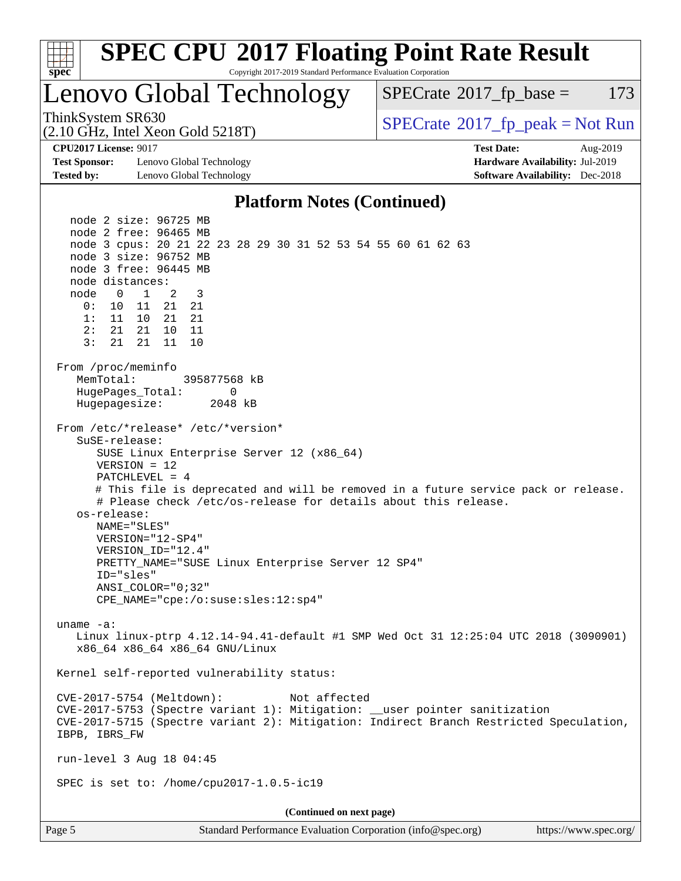## Platform Notes (Continued)

```
   node 2 size: 96725 MB
   node 2 free: 96465 MB
   node 3 cpus: 20 21 22 23 28 29 30 31 52 53 54 55 60 61 62 63
   node 3 size: 96752 MB
   node 3 free: 96445 MB
   node distances:
   node   0   1   2   3
     0:  10  11  21  21
     1:  11  10  21  21
     2:  21  21  10  11
     3:  21  21  11  10

 From /proc/meminfo
    MemTotal:       395877568 kB
    HugePages_Total:       0
    Hugepagesize:       2048 kB

 From /etc/*release* /etc/*version*
    SuSE-release:
       SUSE Linux Enterprise Server 12 (x86_64)
       VERSION = 12
       PATCHLEVEL = 4
       # This file is deprecated and will be removed in a future service pack or release.
       # Please check /etc/os-release for details about this release.
    os-release:
       NAME="SLES"
       VERSION="12-SP4"
       VERSION_ID="12.4"
       PRETTY_NAME="SUSE Linux Enterprise Server 12 SP4"
       ID="sles"
       ANSI_COLOR="0;32"
       CPE_NAME="cpe:/o:suse:sles:12:sp4"

 uname -a:
    Linux linux-ptrp 4.12.14-94.41-default #1 SMP Wed Oct 31 12:25:04 UTC 2018 (3090901)
    x86_64 x86_64 x86_64 GNU/Linux

 Kernel self-reported vulnerability status:

 CVE-2017-5754 (Meltdown):          Not affected
 CVE-2017-5753 (Spectre variant 1): Mitigation: __user pointer sanitization
 CVE-2017-5715 (Spectre variant 2): Mitigation: Indirect Branch Restricted Speculation,
 IBPB, IBRS_FW

 run-level 3 Aug 18 04:45

 SPEC is set to: /home/cpu2017-1.0.5-ic19
```

(Continued on next page)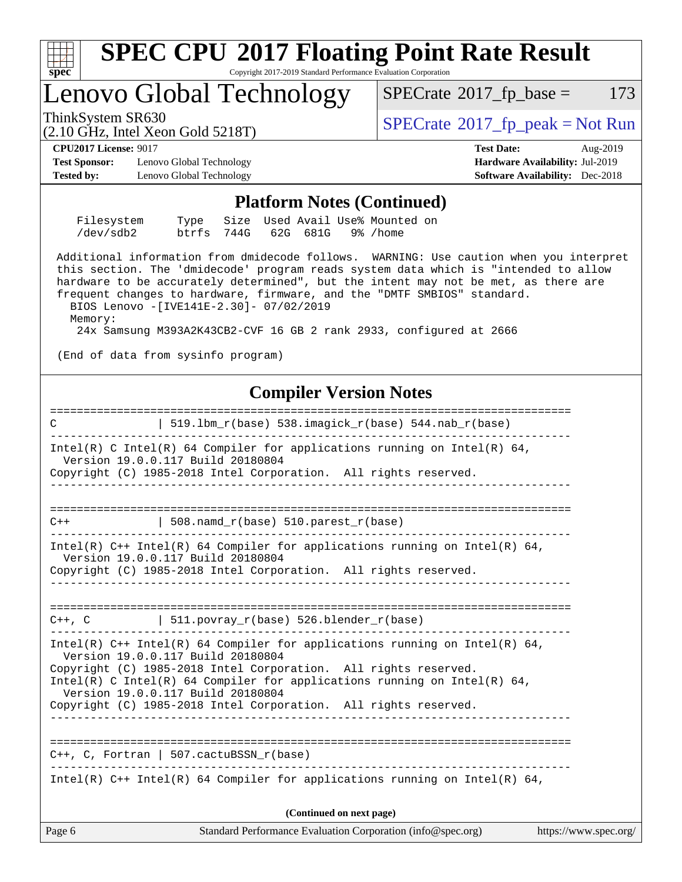# SPEC CPU 2017 Floating Point Rate Result

Copyright 2017-2019 Standard Performance Evaluation Corporation

## Lenovo Global Technology

ThinkSystem SR630
(2.10 GHz, Intel Xeon Gold 5218T)

SPECrate 2017_fp_base = 173

SPECrate 2017_fp_peak = Not Run

**CPU2017 License:** 9017
**Test Sponsor:** Lenovo Global Technology
**Tested by:** Lenovo Global Technology

**Test Date:** Aug-2019
**Hardware Availability:** Jul-2019
**Software Availability:** Dec-2018

### Platform Notes (Continued)

```
    Filesystem     Type   Size  Used Avail Use% Mounted on
    /dev/sdb2      btrfs  744G   62G  681G   9% /home

 Additional information from dmidecode follows.  WARNING: Use caution when you interpret
 this section. The 'dmidecode' program reads system data which is "intended to allow
 hardware to be accurately determined", but the intent may not be met, as there are
 frequent changes to hardware, firmware, and the "DMTF SMBIOS" standard.
   BIOS Lenovo -[IVE141E-2.30]- 07/02/2019
   Memory:
    24x Samsung M393A2K43CB2-CVF 16 GB 2 rank 2933, configured at 2666

 (End of data from sysinfo program)
```

### Compiler Version Notes

```
==============================================================================
C              | 519.lbm_r(base) 538.imagick_r(base) 544.nab_r(base)
------------------------------------------------------------------------------
Intel(R) C Intel(R) 64 Compiler for applications running on Intel(R) 64,
  Version 19.0.0.117 Build 20180804
Copyright (C) 1985-2018 Intel Corporation.  All rights reserved.
------------------------------------------------------------------------------

==============================================================================
C++            | 508.namd_r(base) 510.parest_r(base)
------------------------------------------------------------------------------
Intel(R) C++ Intel(R) 64 Compiler for applications running on Intel(R) 64,
  Version 19.0.0.117 Build 20180804
Copyright (C) 1985-2018 Intel Corporation.  All rights reserved.
------------------------------------------------------------------------------

==============================================================================
C++, C         | 511.povray_r(base) 526.blender_r(base)
------------------------------------------------------------------------------
Intel(R) C++ Intel(R) 64 Compiler for applications running on Intel(R) 64,
  Version 19.0.0.117 Build 20180804
Copyright (C) 1985-2018 Intel Corporation.  All rights reserved.
Intel(R) C Intel(R) 64 Compiler for applications running on Intel(R) 64,
  Version 19.0.0.117 Build 20180804
Copyright (C) 1985-2018 Intel Corporation.  All rights reserved.
------------------------------------------------------------------------------

==============================================================================
C++, C, Fortran | 507.cactuBSSN_r(base)
------------------------------------------------------------------------------
Intel(R) C++ Intel(R) 64 Compiler for applications running on Intel(R) 64,
```

**(Continued on next page)**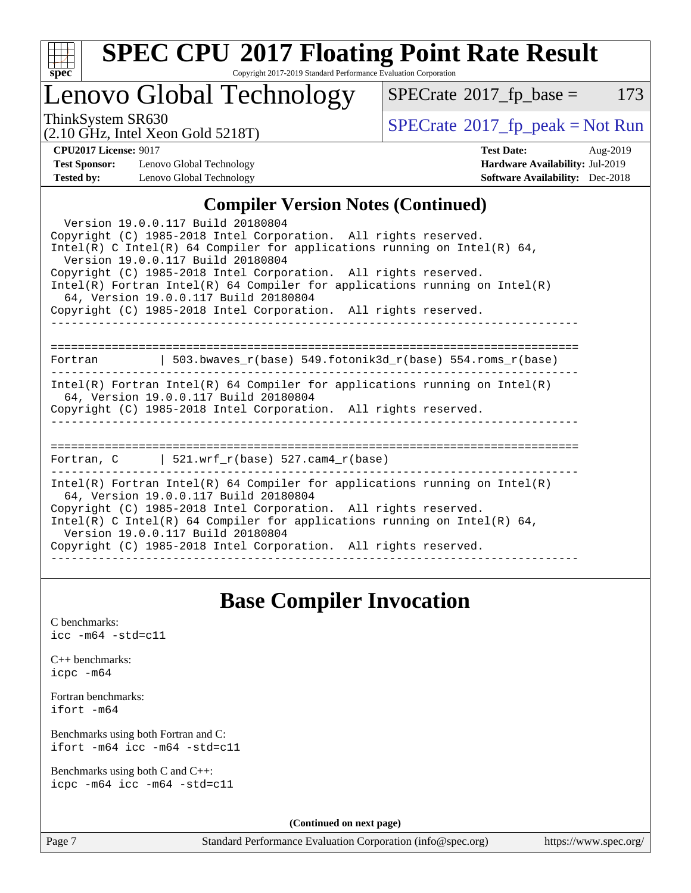## Compiler Version Notes (Continued)

```
  Version 19.0.0.117 Build 20180804
Copyright (C) 1985-2018 Intel Corporation.  All rights reserved.
Intel(R) C Intel(R) 64 Compiler for applications running on Intel(R) 64,
  Version 19.0.0.117 Build 20180804
Copyright (C) 1985-2018 Intel Corporation.  All rights reserved.
Intel(R) Fortran Intel(R) 64 Compiler for applications running on Intel(R)
  64, Version 19.0.0.117 Build 20180804
Copyright (C) 1985-2018 Intel Corporation.  All rights reserved.
------------------------------------------------------------------------------

==============================================================================
Fortran         | 503.bwaves_r(base) 549.fotonik3d_r(base) 554.roms_r(base)
------------------------------------------------------------------------------
Intel(R) Fortran Intel(R) 64 Compiler for applications running on Intel(R)
  64, Version 19.0.0.117 Build 20180804
Copyright (C) 1985-2018 Intel Corporation.  All rights reserved.
------------------------------------------------------------------------------

==============================================================================
Fortran, C      | 521.wrf_r(base) 527.cam4_r(base)
------------------------------------------------------------------------------
Intel(R) Fortran Intel(R) 64 Compiler for applications running on Intel(R)
  64, Version 19.0.0.117 Build 20180804
Copyright (C) 1985-2018 Intel Corporation.  All rights reserved.
Intel(R) C Intel(R) 64 Compiler for applications running on Intel(R) 64,
  Version 19.0.0.117 Build 20180804
Copyright (C) 1985-2018 Intel Corporation.  All rights reserved.
------------------------------------------------------------------------------
```

## Base Compiler Invocation

C benchmarks:
`icc -m64 -std=c11`

C++ benchmarks:
`icpc -m64`

Fortran benchmarks:
`ifort -m64`

Benchmarks using both Fortran and C:
`ifort -m64 icc -m64 -std=c11`

Benchmarks using both C and C++:
`icpc -m64 icc -m64 -std=c11`

(Continued on next page)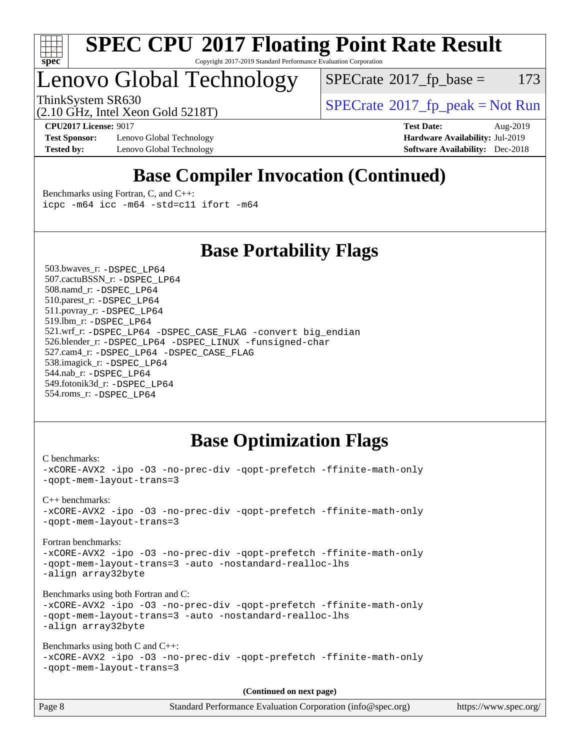# SPEC CPU 2017 Floating Point Rate Result

Copyright 2017-2019 Standard Performance Evaluation Corporation

# Lenovo Global Technology

ThinkSystem SR630
(2.10 GHz, Intel Xeon Gold 5218T)

SPECrate 2017_fp_base = 173

SPECrate 2017_fp_peak = Not Run

**CPU2017 License:** 9017
**Test Sponsor:** Lenovo Global Technology
**Tested by:** Lenovo Global Technology

**Test Date:** Aug-2019
**Hardware Availability:** Jul-2019
**Software Availability:** Dec-2018

## Base Compiler Invocation (Continued)

Benchmarks using Fortran, C, and C++:
```
icpc -m64 icc -m64 -std=c11 ifort -m64
```

## Base Portability Flags

503.bwaves_r: `-DSPEC_LP64`
507.cactuBSSN_r: `-DSPEC_LP64`
508.namd_r: `-DSPEC_LP64`
510.parest_r: `-DSPEC_LP64`
511.povray_r: `-DSPEC_LP64`
519.lbm_r: `-DSPEC_LP64`
521.wrf_r: `-DSPEC_LP64 -DSPEC_CASE_FLAG -convert big_endian`
526.blender_r: `-DSPEC_LP64 -DSPEC_LINUX -funsigned-char`
527.cam4_r: `-DSPEC_LP64 -DSPEC_CASE_FLAG`
538.imagick_r: `-DSPEC_LP64`
544.nab_r: `-DSPEC_LP64`
549.fotonik3d_r: `-DSPEC_LP64`
554.roms_r: `-DSPEC_LP64`

## Base Optimization Flags

C benchmarks:
```
-xCORE-AVX2 -ipo -O3 -no-prec-div -qopt-prefetch -ffinite-math-only
-qopt-mem-layout-trans=3
```

C++ benchmarks:
```
-xCORE-AVX2 -ipo -O3 -no-prec-div -qopt-prefetch -ffinite-math-only
-qopt-mem-layout-trans=3
```

Fortran benchmarks:
```
-xCORE-AVX2 -ipo -O3 -no-prec-div -qopt-prefetch -ffinite-math-only
-qopt-mem-layout-trans=3 -auto -nostandard-realloc-lhs
-align array32byte
```

Benchmarks using both Fortran and C:
```
-xCORE-AVX2 -ipo -O3 -no-prec-div -qopt-prefetch -ffinite-math-only
-qopt-mem-layout-trans=3 -auto -nostandard-realloc-lhs
-align array32byte
```

Benchmarks using both C and C++:
```
-xCORE-AVX2 -ipo -O3 -no-prec-div -qopt-prefetch -ffinite-math-only
-qopt-mem-layout-trans=3
```

**(Continued on next page)**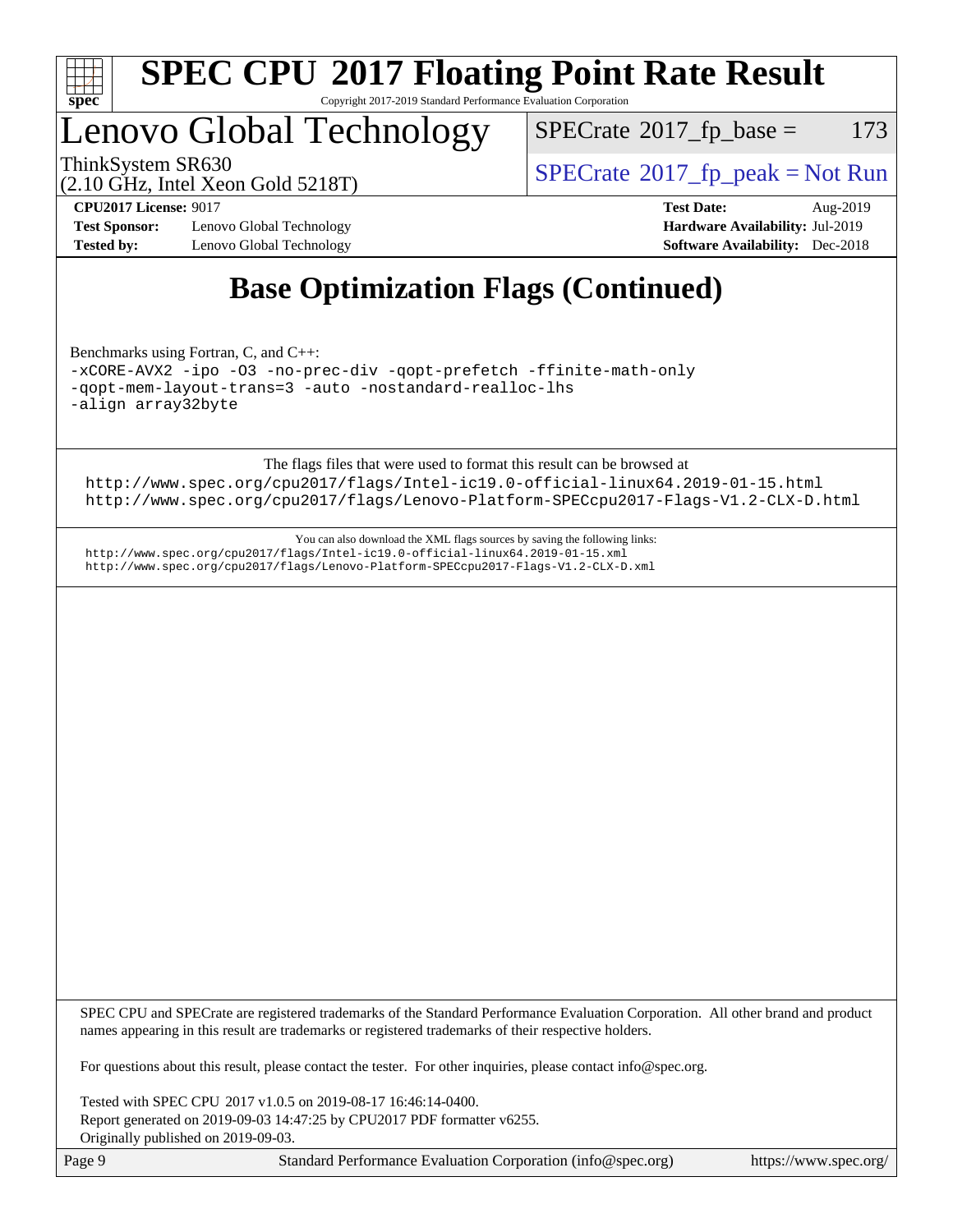## Base Optimization Flags (Continued)

Benchmarks using Fortran, C, and C++:

```
-xCORE-AVX2 -ipo -O3 -no-prec-div -qopt-prefetch -ffinite-math-only
-qopt-mem-layout-trans=3 -auto -nostandard-realloc-lhs
-align array32byte
```

The flags files that were used to format this result can be browsed at

http://www.spec.org/cpu2017/flags/Intel-ic19.0-official-linux64.2019-01-15.html
http://www.spec.org/cpu2017/flags/Lenovo-Platform-SPECcpu2017-Flags-V1.2-CLX-D.html

You can also download the XML flags sources by saving the following links:

http://www.spec.org/cpu2017/flags/Intel-ic19.0-official-linux64.2019-01-15.xml
http://www.spec.org/cpu2017/flags/Lenovo-Platform-SPECcpu2017-Flags-V1.2-CLX-D.xml

SPEC CPU and SPECrate are registered trademarks of the Standard Performance Evaluation Corporation. All other brand and product names appearing in this result are trademarks or registered trademarks of their respective holders.

For questions about this result, please contact the tester. For other inquiries, please contact info@spec.org.

Tested with SPEC CPU 2017 v1.0.5 on 2019-08-17 16:46:14-0400.
Report generated on 2019-09-03 14:47:25 by CPU2017 PDF formatter v6255.
Originally published on 2019-09-03.